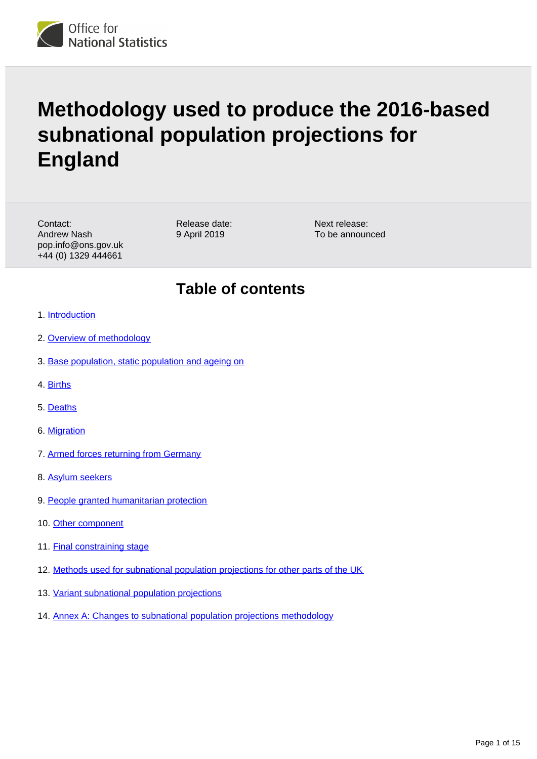Office for National Statistics

# Methodology used to produce the 2016-based subnational population projections for England

Contact:
Andrew Nash
pop.info@ons.gov.uk
+44 (0) 1329 444661

Release date:
9 April 2019

Next release:
To be announced

## Table of contents

1. Introduction
2. Overview of methodology
3. Base population, static population and ageing on
4. Births
5. Deaths
6. Migration
7. Armed forces returning from Germany
8. Asylum seekers
9. People granted humanitarian protection
10. Other component
11. Final constraining stage
12. Methods used for subnational population projections for other parts of the UK
13. Variant subnational population projections
14. Annex A: Changes to subnational population projections methodology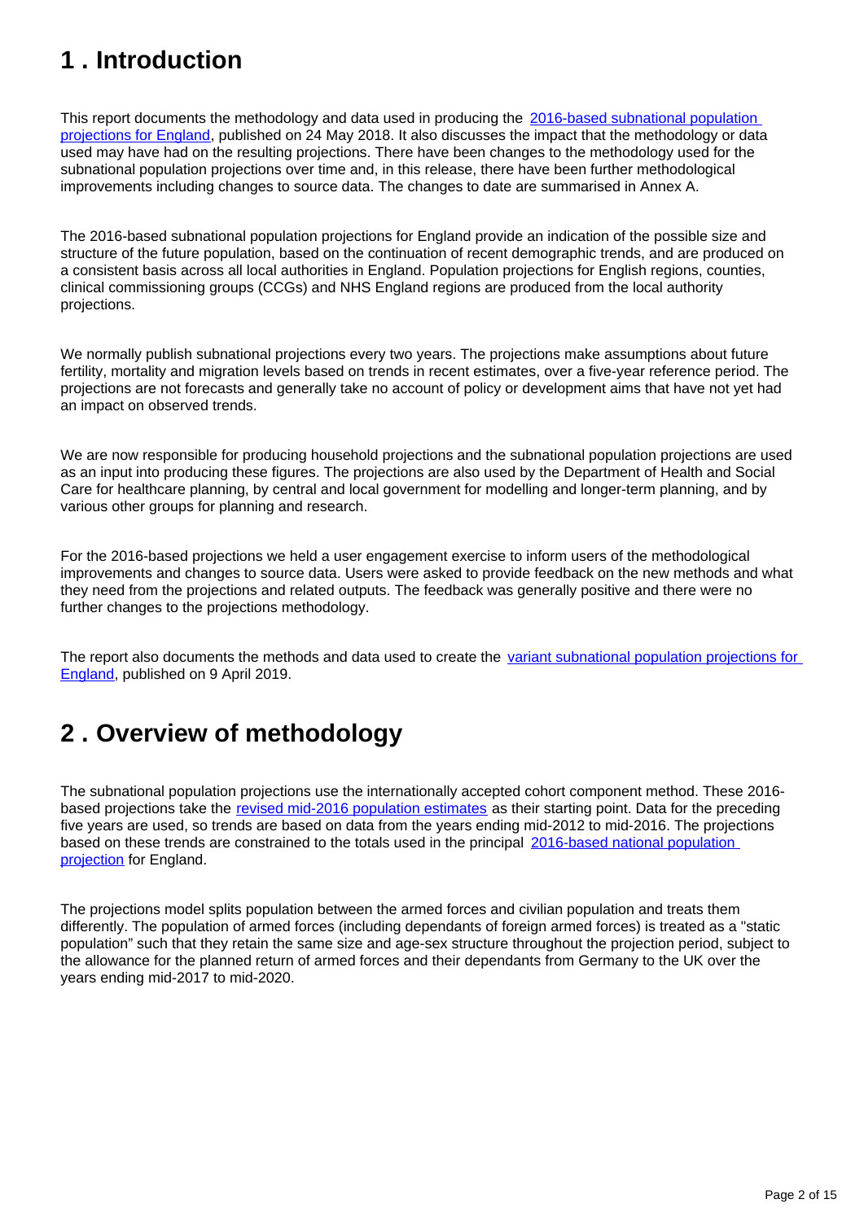## 1 . Introduction

This report documents the methodology and data used in producing the [2016-based subnational population projections for England](), published on 24 May 2018. It also discusses the impact that the methodology or data used may have had on the resulting projections. There have been changes to the methodology used for the subnational population projections over time and, in this release, there have been further methodological improvements including changes to source data. The changes to date are summarised in Annex A.

The 2016-based subnational population projections for England provide an indication of the possible size and structure of the future population, based on the continuation of recent demographic trends, and are produced on a consistent basis across all local authorities in England. Population projections for English regions, counties, clinical commissioning groups (CCGs) and NHS England regions are produced from the local authority projections.

We normally publish subnational projections every two years. The projections make assumptions about future fertility, mortality and migration levels based on trends in recent estimates, over a five-year reference period. The projections are not forecasts and generally take no account of policy or development aims that have not yet had an impact on observed trends.

We are now responsible for producing household projections and the subnational population projections are used as an input into producing these figures. The projections are also used by the Department of Health and Social Care for healthcare planning, by central and local government for modelling and longer-term planning, and by various other groups for planning and research.

For the 2016-based projections we held a user engagement exercise to inform users of the methodological improvements and changes to source data. Users were asked to provide feedback on the new methods and what they need from the projections and related outputs. The feedback was generally positive and there were no further changes to the projections methodology.

The report also documents the methods and data used to create the [variant subnational population projections for England](), published on 9 April 2019.

## 2 . Overview of methodology

The subnational population projections use the internationally accepted cohort component method. These 2016-based projections take the [revised mid-2016 population estimates]() as their starting point. Data for the preceding five years are used, so trends are based on data from the years ending mid-2012 to mid-2016. The projections based on these trends are constrained to the totals used in the principal [2016-based national population projection]() for England.

The projections model splits population between the armed forces and civilian population and treats them differently. The population of armed forces (including dependants of foreign armed forces) is treated as a "static population" such that they retain the same size and age-sex structure throughout the projection period, subject to the allowance for the planned return of armed forces and their dependants from Germany to the UK over the years ending mid-2017 to mid-2020.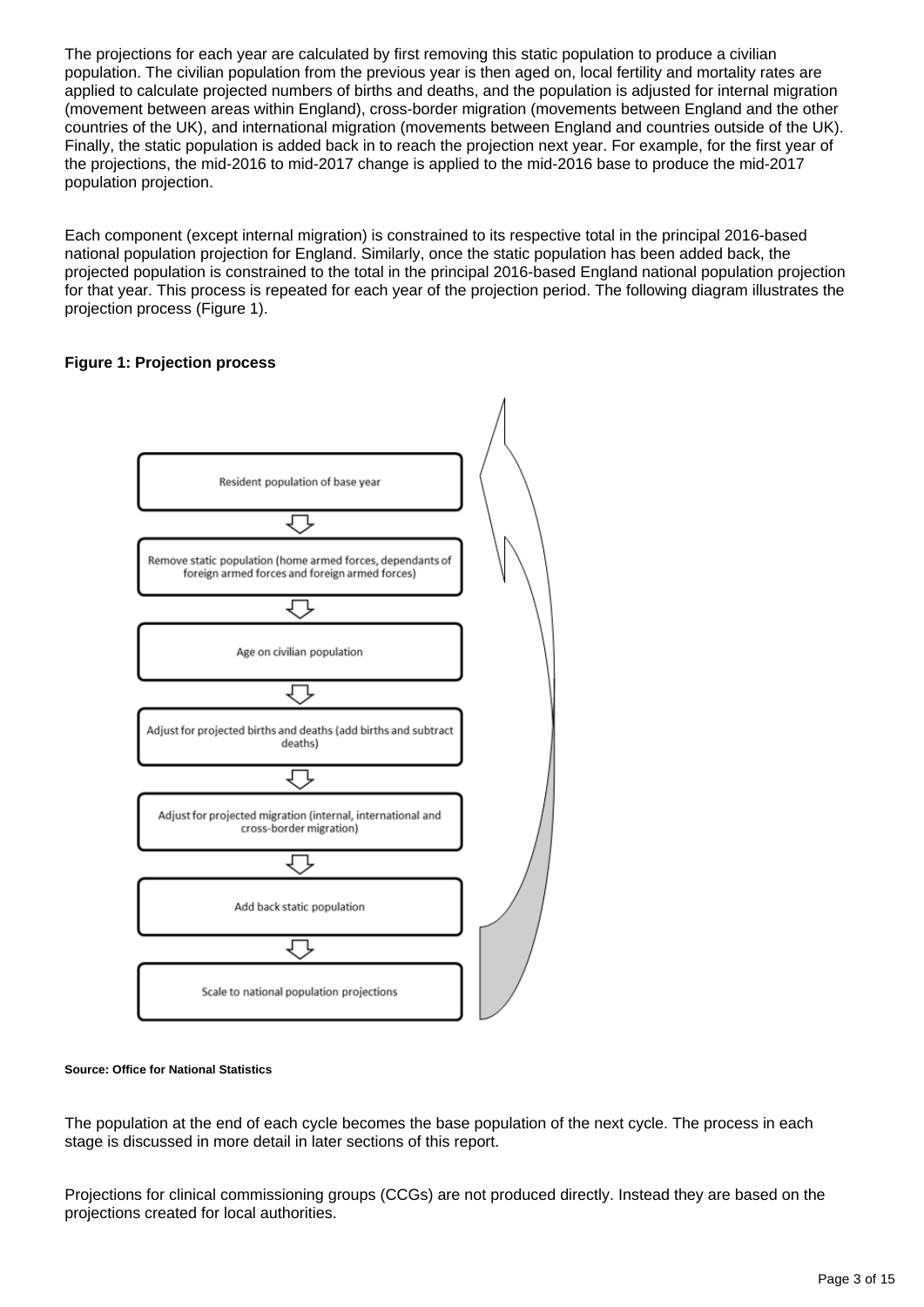The projections for each year are calculated by first removing this static population to produce a civilian population. The civilian population from the previous year is then aged on, local fertility and mortality rates are applied to calculate projected numbers of births and deaths, and the population is adjusted for internal migration (movement between areas within England), cross-border migration (movements between England and the other countries of the UK), and international migration (movements between England and countries outside of the UK). Finally, the static population is added back in to reach the projection next year. For example, for the first year of the projections, the mid-2016 to mid-2017 change is applied to the mid-2016 base to produce the mid-2017 population projection.

Each component (except internal migration) is constrained to its respective total in the principal 2016-based national population projection for England. Similarly, once the static population has been added back, the projected population is constrained to the total in the principal 2016-based England national population projection for that year. This process is repeated for each year of the projection period. The following diagram illustrates the projection process (Figure 1).

**Figure 1: Projection process**

Resident population of base year

Remove static population (home armed forces, dependants of foreign armed forces and foreign armed forces)

Age on civilian population

Adjust for projected births and deaths (add births and subtract deaths)

Adjust for projected migration (internal, international and cross-border migration)

Add back static population

Scale to national population projections

**Source: Office for National Statistics**

The population at the end of each cycle becomes the base population of the next cycle. The process in each stage is discussed in more detail in later sections of this report.

Projections for clinical commissioning groups (CCGs) are not produced directly. Instead they are based on the projections created for local authorities.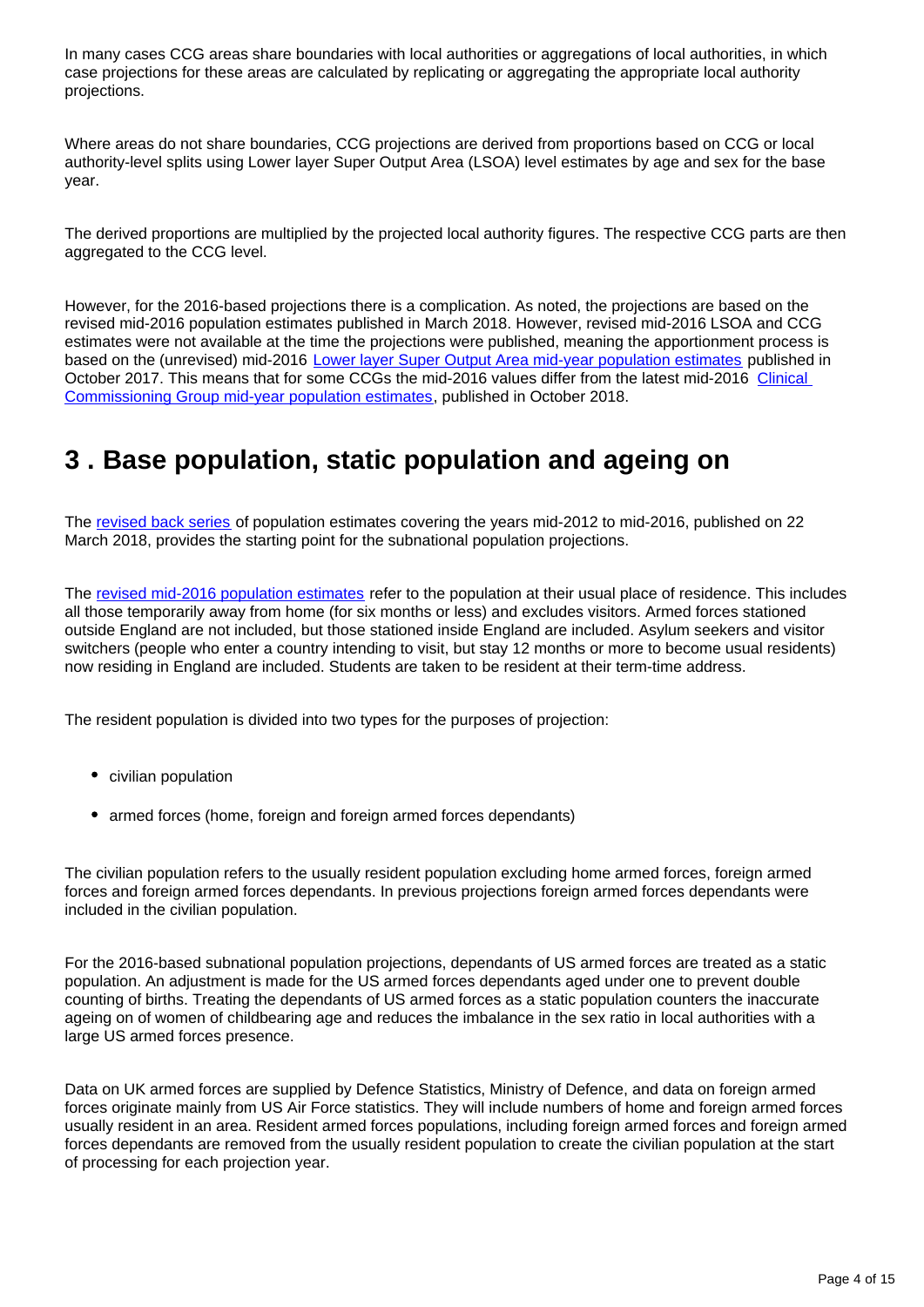In many cases CCG areas share boundaries with local authorities or aggregations of local authorities, in which case projections for these areas are calculated by replicating or aggregating the appropriate local authority projections.

Where areas do not share boundaries, CCG projections are derived from proportions based on CCG or local authority-level splits using Lower layer Super Output Area (LSOA) level estimates by age and sex for the base year.

The derived proportions are multiplied by the projected local authority figures. The respective CCG parts are then aggregated to the CCG level.

However, for the 2016-based projections there is a complication. As noted, the projections are based on the revised mid-2016 population estimates published in March 2018. However, revised mid-2016 LSOA and CCG estimates were not available at the time the projections were published, meaning the apportionment process is based on the (unrevised) mid-2016 Lower layer Super Output Area mid-year population estimates published in October 2017. This means that for some CCGs the mid-2016 values differ from the latest mid-2016 Clinical Commissioning Group mid-year population estimates, published in October 2018.

## 3 . Base population, static population and ageing on

The revised back series of population estimates covering the years mid-2012 to mid-2016, published on 22 March 2018, provides the starting point for the subnational population projections.

The revised mid-2016 population estimates refer to the population at their usual place of residence. This includes all those temporarily away from home (for six months or less) and excludes visitors. Armed forces stationed outside England are not included, but those stationed inside England are included. Asylum seekers and visitor switchers (people who enter a country intending to visit, but stay 12 months or more to become usual residents) now residing in England are included. Students are taken to be resident at their term-time address.

The resident population is divided into two types for the purposes of projection:

- civilian population
- armed forces (home, foreign and foreign armed forces dependants)

The civilian population refers to the usually resident population excluding home armed forces, foreign armed forces and foreign armed forces dependants. In previous projections foreign armed forces dependants were included in the civilian population.

For the 2016-based subnational population projections, dependants of US armed forces are treated as a static population. An adjustment is made for the US armed forces dependants aged under one to prevent double counting of births. Treating the dependants of US armed forces as a static population counters the inaccurate ageing on of women of childbearing age and reduces the imbalance in the sex ratio in local authorities with a large US armed forces presence.

Data on UK armed forces are supplied by Defence Statistics, Ministry of Defence, and data on foreign armed forces originate mainly from US Air Force statistics. They will include numbers of home and foreign armed forces usually resident in an area. Resident armed forces populations, including foreign armed forces and foreign armed forces dependants are removed from the usually resident population to create the civilian population at the start of processing for each projection year.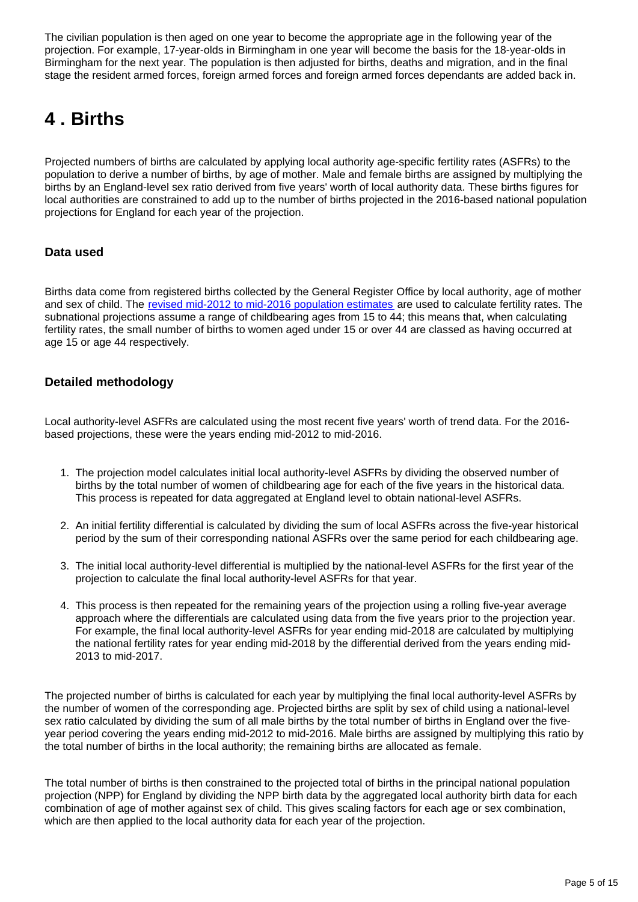The civilian population is then aged on one year to become the appropriate age in the following year of the projection. For example, 17-year-olds in Birmingham in one year will become the basis for the 18-year-olds in Birmingham for the next year. The population is then adjusted for births, deaths and migration, and in the final stage the resident armed forces, foreign armed forces and foreign armed forces dependants are added back in.

# 4 . Births

Projected numbers of births are calculated by applying local authority age-specific fertility rates (ASFRs) to the population to derive a number of births, by age of mother. Male and female births are assigned by multiplying the births by an England-level sex ratio derived from five years' worth of local authority data. These births figures for local authorities are constrained to add up to the number of births projected in the 2016-based national population projections for England for each year of the projection.

### Data used

Births data come from registered births collected by the General Register Office by local authority, age of mother and sex of child. The revised mid-2012 to mid-2016 population estimates are used to calculate fertility rates. The subnational projections assume a range of childbearing ages from 15 to 44; this means that, when calculating fertility rates, the small number of births to women aged under 15 or over 44 are classed as having occurred at age 15 or age 44 respectively.

### Detailed methodology

Local authority-level ASFRs are calculated using the most recent five years' worth of trend data. For the 2016-based projections, these were the years ending mid-2012 to mid-2016.

1. The projection model calculates initial local authority-level ASFRs by dividing the observed number of births by the total number of women of childbearing age for each of the five years in the historical data. This process is repeated for data aggregated at England level to obtain national-level ASFRs.

2. An initial fertility differential is calculated by dividing the sum of local ASFRs across the five-year historical period by the sum of their corresponding national ASFRs over the same period for each childbearing age.

3. The initial local authority-level differential is multiplied by the national-level ASFRs for the first year of the projection to calculate the final local authority-level ASFRs for that year.

4. This process is then repeated for the remaining years of the projection using a rolling five-year average approach where the differentials are calculated using data from the five years prior to the projection year. For example, the final local authority-level ASFRs for year ending mid-2018 are calculated by multiplying the national fertility rates for year ending mid-2018 by the differential derived from the years ending mid-2013 to mid-2017.

The projected number of births is calculated for each year by multiplying the final local authority-level ASFRs by the number of women of the corresponding age. Projected births are split by sex of child using a national-level sex ratio calculated by dividing the sum of all male births by the total number of births in England over the five-year period covering the years ending mid-2012 to mid-2016. Male births are assigned by multiplying this ratio by the total number of births in the local authority; the remaining births are allocated as female.

The total number of births is then constrained to the projected total of births in the principal national population projection (NPP) for England by dividing the NPP birth data by the aggregated local authority birth data for each combination of age of mother against sex of child. This gives scaling factors for each age or sex combination, which are then applied to the local authority data for each year of the projection.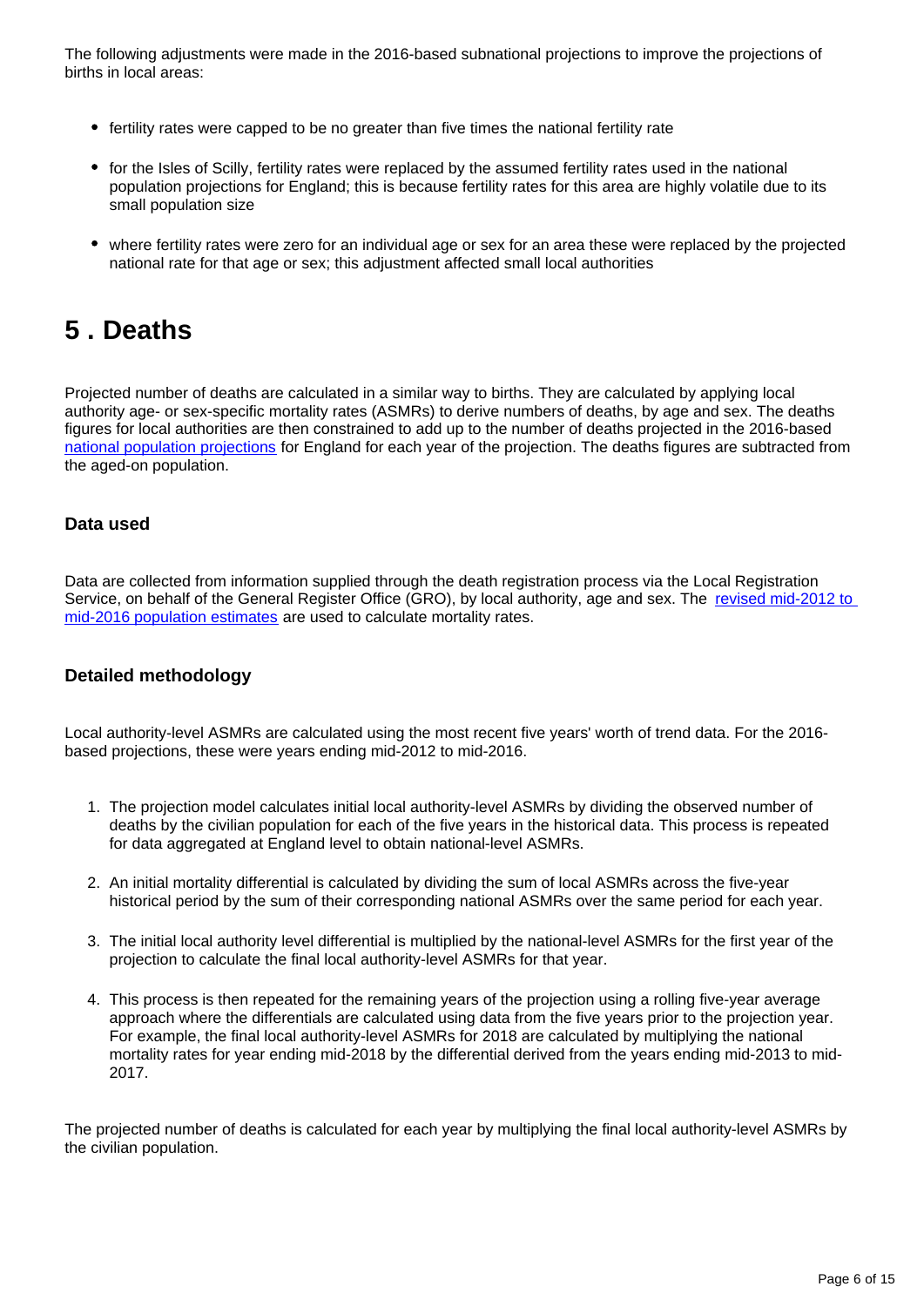The following adjustments were made in the 2016-based subnational projections to improve the projections of births in local areas:

- fertility rates were capped to be no greater than five times the national fertility rate
- for the Isles of Scilly, fertility rates were replaced by the assumed fertility rates used in the national population projections for England; this is because fertility rates for this area are highly volatile due to its small population size
- where fertility rates were zero for an individual age or sex for an area these were replaced by the projected national rate for that age or sex; this adjustment affected small local authorities

## 5 . Deaths

Projected number of deaths are calculated in a similar way to births. They are calculated by applying local authority age- or sex-specific mortality rates (ASMRs) to derive numbers of deaths, by age and sex. The deaths figures for local authorities are then constrained to add up to the number of deaths projected in the 2016-based national population projections for England for each year of the projection. The deaths figures are subtracted from the aged-on population.

### Data used

Data are collected from information supplied through the death registration process via the Local Registration Service, on behalf of the General Register Office (GRO), by local authority, age and sex. The revised mid-2012 to mid-2016 population estimates are used to calculate mortality rates.

### Detailed methodology

Local authority-level ASMRs are calculated using the most recent five years' worth of trend data. For the 2016-based projections, these were years ending mid-2012 to mid-2016.

1. The projection model calculates initial local authority-level ASMRs by dividing the observed number of deaths by the civilian population for each of the five years in the historical data. This process is repeated for data aggregated at England level to obtain national-level ASMRs.
2. An initial mortality differential is calculated by dividing the sum of local ASMRs across the five-year historical period by the sum of their corresponding national ASMRs over the same period for each year.
3. The initial local authority level differential is multiplied by the national-level ASMRs for the first year of the projection to calculate the final local authority-level ASMRs for that year.
4. This process is then repeated for the remaining years of the projection using a rolling five-year average approach where the differentials are calculated using data from the five years prior to the projection year. For example, the final local authority-level ASMRs for 2018 are calculated by multiplying the national mortality rates for year ending mid-2018 by the differential derived from the years ending mid-2013 to mid-2017.

The projected number of deaths is calculated for each year by multiplying the final local authority-level ASMRs by the civilian population.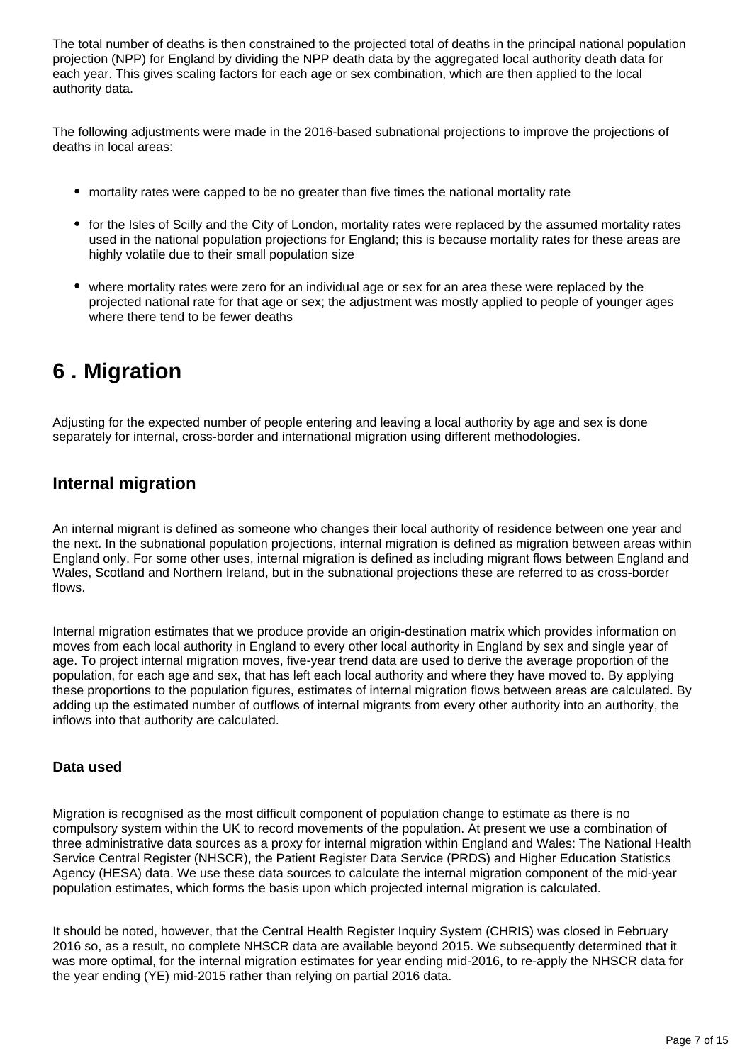The total number of deaths is then constrained to the projected total of deaths in the principal national population projection (NPP) for England by dividing the NPP death data by the aggregated local authority death data for each year. This gives scaling factors for each age or sex combination, which are then applied to the local authority data.

The following adjustments were made in the 2016-based subnational projections to improve the projections of deaths in local areas:

- mortality rates were capped to be no greater than five times the national mortality rate
- for the Isles of Scilly and the City of London, mortality rates were replaced by the assumed mortality rates used in the national population projections for England; this is because mortality rates for these areas are highly volatile due to their small population size
- where mortality rates were zero for an individual age or sex for an area these were replaced by the projected national rate for that age or sex; the adjustment was mostly applied to people of younger ages where there tend to be fewer deaths

# 6 . Migration

Adjusting for the expected number of people entering and leaving a local authority by age and sex is done separately for internal, cross-border and international migration using different methodologies.

## Internal migration

An internal migrant is defined as someone who changes their local authority of residence between one year and the next. In the subnational population projections, internal migration is defined as migration between areas within England only. For some other uses, internal migration is defined as including migrant flows between England and Wales, Scotland and Northern Ireland, but in the subnational projections these are referred to as cross-border flows.

Internal migration estimates that we produce provide an origin-destination matrix which provides information on moves from each local authority in England to every other local authority in England by sex and single year of age. To project internal migration moves, five-year trend data are used to derive the average proportion of the population, for each age and sex, that has left each local authority and where they have moved to. By applying these proportions to the population figures, estimates of internal migration flows between areas are calculated. By adding up the estimated number of outflows of internal migrants from every other authority into an authority, the inflows into that authority are calculated.

### Data used

Migration is recognised as the most difficult component of population change to estimate as there is no compulsory system within the UK to record movements of the population. At present we use a combination of three administrative data sources as a proxy for internal migration within England and Wales: The National Health Service Central Register (NHSCR), the Patient Register Data Service (PRDS) and Higher Education Statistics Agency (HESA) data. We use these data sources to calculate the internal migration component of the mid-year population estimates, which forms the basis upon which projected internal migration is calculated.

It should be noted, however, that the Central Health Register Inquiry System (CHRIS) was closed in February 2016 so, as a result, no complete NHSCR data are available beyond 2015. We subsequently determined that it was more optimal, for the internal migration estimates for year ending mid-2016, to re-apply the NHSCR data for the year ending (YE) mid-2015 rather than relying on partial 2016 data.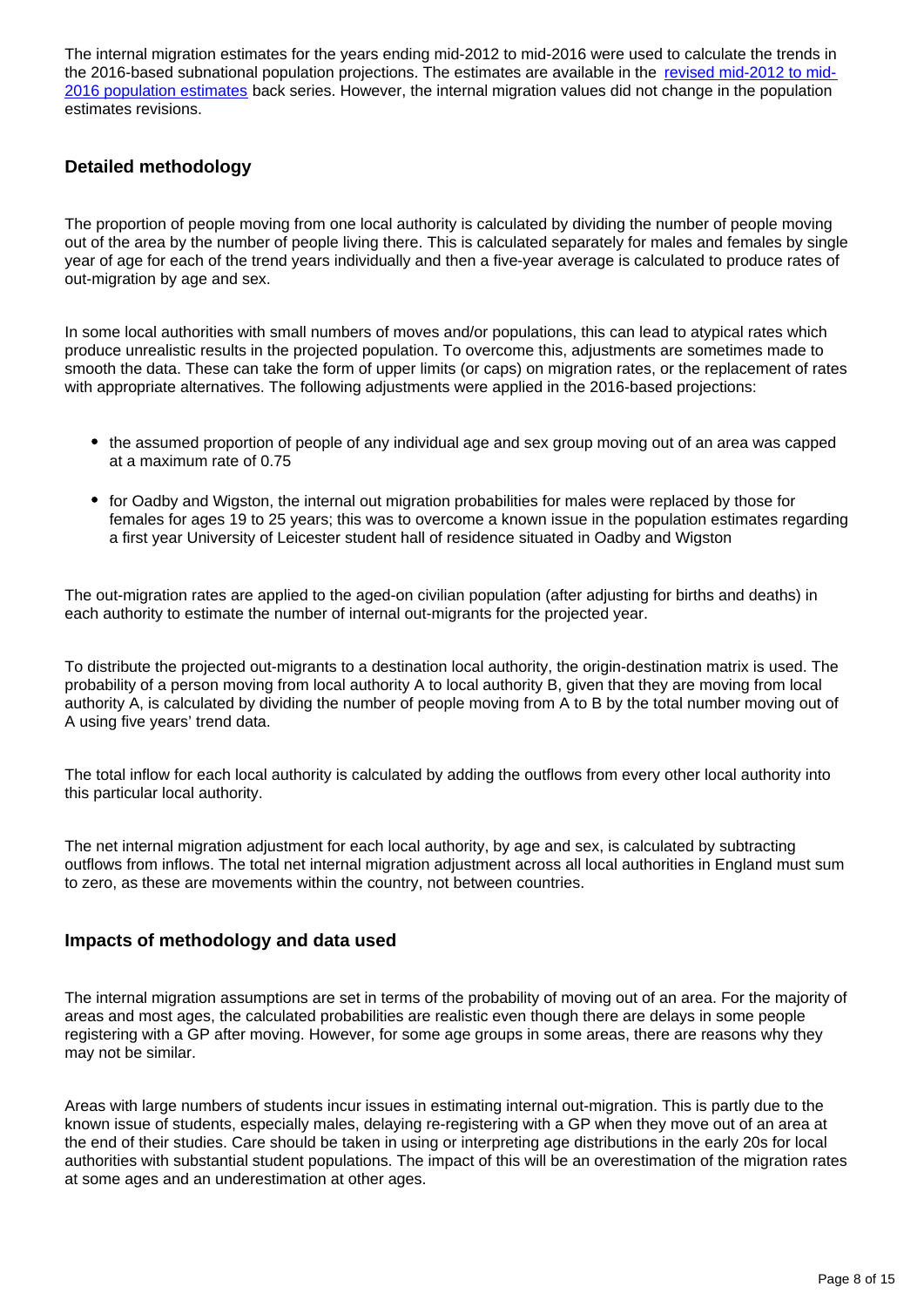The internal migration estimates for the years ending mid-2012 to mid-2016 were used to calculate the trends in the 2016-based subnational population projections. The estimates are available in the [revised mid-2012 to mid-2016 population estimates](#) back series. However, the internal migration values did not change in the population estimates revisions.

### Detailed methodology

The proportion of people moving from one local authority is calculated by dividing the number of people moving out of the area by the number of people living there. This is calculated separately for males and females by single year of age for each of the trend years individually and then a five-year average is calculated to produce rates of out-migration by age and sex.

In some local authorities with small numbers of moves and/or populations, this can lead to atypical rates which produce unrealistic results in the projected population. To overcome this, adjustments are sometimes made to smooth the data. These can take the form of upper limits (or caps) on migration rates, or the replacement of rates with appropriate alternatives. The following adjustments were applied in the 2016-based projections:

- the assumed proportion of people of any individual age and sex group moving out of an area was capped at a maximum rate of 0.75
- for Oadby and Wigston, the internal out migration probabilities for males were replaced by those for females for ages 19 to 25 years; this was to overcome a known issue in the population estimates regarding a first year University of Leicester student hall of residence situated in Oadby and Wigston

The out-migration rates are applied to the aged-on civilian population (after adjusting for births and deaths) in each authority to estimate the number of internal out-migrants for the projected year.

To distribute the projected out-migrants to a destination local authority, the origin-destination matrix is used. The probability of a person moving from local authority A to local authority B, given that they are moving from local authority A, is calculated by dividing the number of people moving from A to B by the total number moving out of A using five years' trend data.

The total inflow for each local authority is calculated by adding the outflows from every other local authority into this particular local authority.

The net internal migration adjustment for each local authority, by age and sex, is calculated by subtracting outflows from inflows. The total net internal migration adjustment across all local authorities in England must sum to zero, as these are movements within the country, not between countries.

### Impacts of methodology and data used

The internal migration assumptions are set in terms of the probability of moving out of an area. For the majority of areas and most ages, the calculated probabilities are realistic even though there are delays in some people registering with a GP after moving. However, for some age groups in some areas, there are reasons why they may not be similar.

Areas with large numbers of students incur issues in estimating internal out-migration. This is partly due to the known issue of students, especially males, delaying re-registering with a GP when they move out of an area at the end of their studies. Care should be taken in using or interpreting age distributions in the early 20s for local authorities with substantial student populations. The impact of this will be an overestimation of the migration rates at some ages and an underestimation at other ages.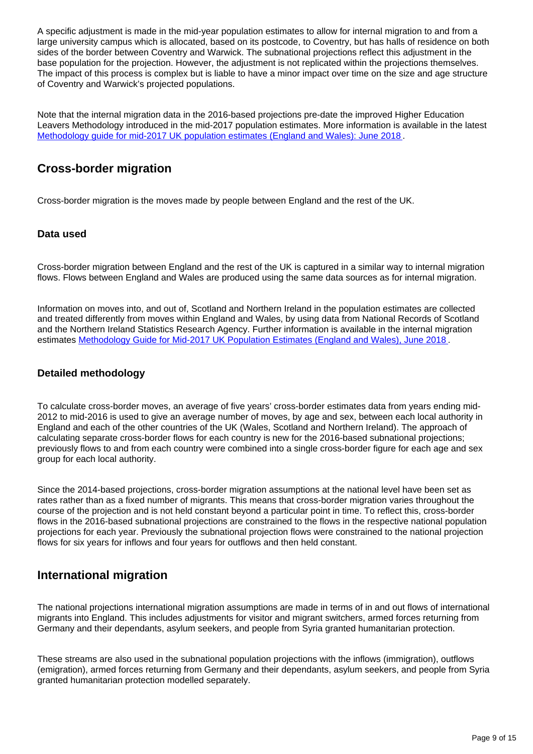A specific adjustment is made in the mid-year population estimates to allow for internal migration to and from a large university campus which is allocated, based on its postcode, to Coventry, but has halls of residence on both sides of the border between Coventry and Warwick. The subnational projections reflect this adjustment in the base population for the projection. However, the adjustment is not replicated within the projections themselves. The impact of this process is complex but is liable to have a minor impact over time on the size and age structure of Coventry and Warwick's projected populations.

Note that the internal migration data in the 2016-based projections pre-date the improved Higher Education Leavers Methodology introduced in the mid-2017 population estimates. More information is available in the latest [Methodology guide for mid-2017 UK population estimates (England and Wales): June 2018].

## Cross-border migration

Cross-border migration is the moves made by people between England and the rest of the UK.

### Data used

Cross-border migration between England and the rest of the UK is captured in a similar way to internal migration flows. Flows between England and Wales are produced using the same data sources as for internal migration.

Information on moves into, and out of, Scotland and Northern Ireland in the population estimates are collected and treated differently from moves within England and Wales, by using data from National Records of Scotland and the Northern Ireland Statistics Research Agency. Further information is available in the internal migration estimates [Methodology Guide for Mid-2017 UK Population Estimates (England and Wales), June 2018].

### Detailed methodology

To calculate cross-border moves, an average of five years' cross-border estimates data from years ending mid-2012 to mid-2016 is used to give an average number of moves, by age and sex, between each local authority in England and each of the other countries of the UK (Wales, Scotland and Northern Ireland). The approach of calculating separate cross-border flows for each country is new for the 2016-based subnational projections; previously flows to and from each country were combined into a single cross-border figure for each age and sex group for each local authority.

Since the 2014-based projections, cross-border migration assumptions at the national level have been set as rates rather than as a fixed number of migrants. This means that cross-border migration varies throughout the course of the projection and is not held constant beyond a particular point in time. To reflect this, cross-border flows in the 2016-based subnational projections are constrained to the flows in the respective national population projections for each year. Previously the subnational projection flows were constrained to the national projection flows for six years for inflows and four years for outflows and then held constant.

## International migration

The national projections international migration assumptions are made in terms of in and out flows of international migrants into England. This includes adjustments for visitor and migrant switchers, armed forces returning from Germany and their dependants, asylum seekers, and people from Syria granted humanitarian protection.

These streams are also used in the subnational population projections with the inflows (immigration), outflows (emigration), armed forces returning from Germany and their dependants, asylum seekers, and people from Syria granted humanitarian protection modelled separately.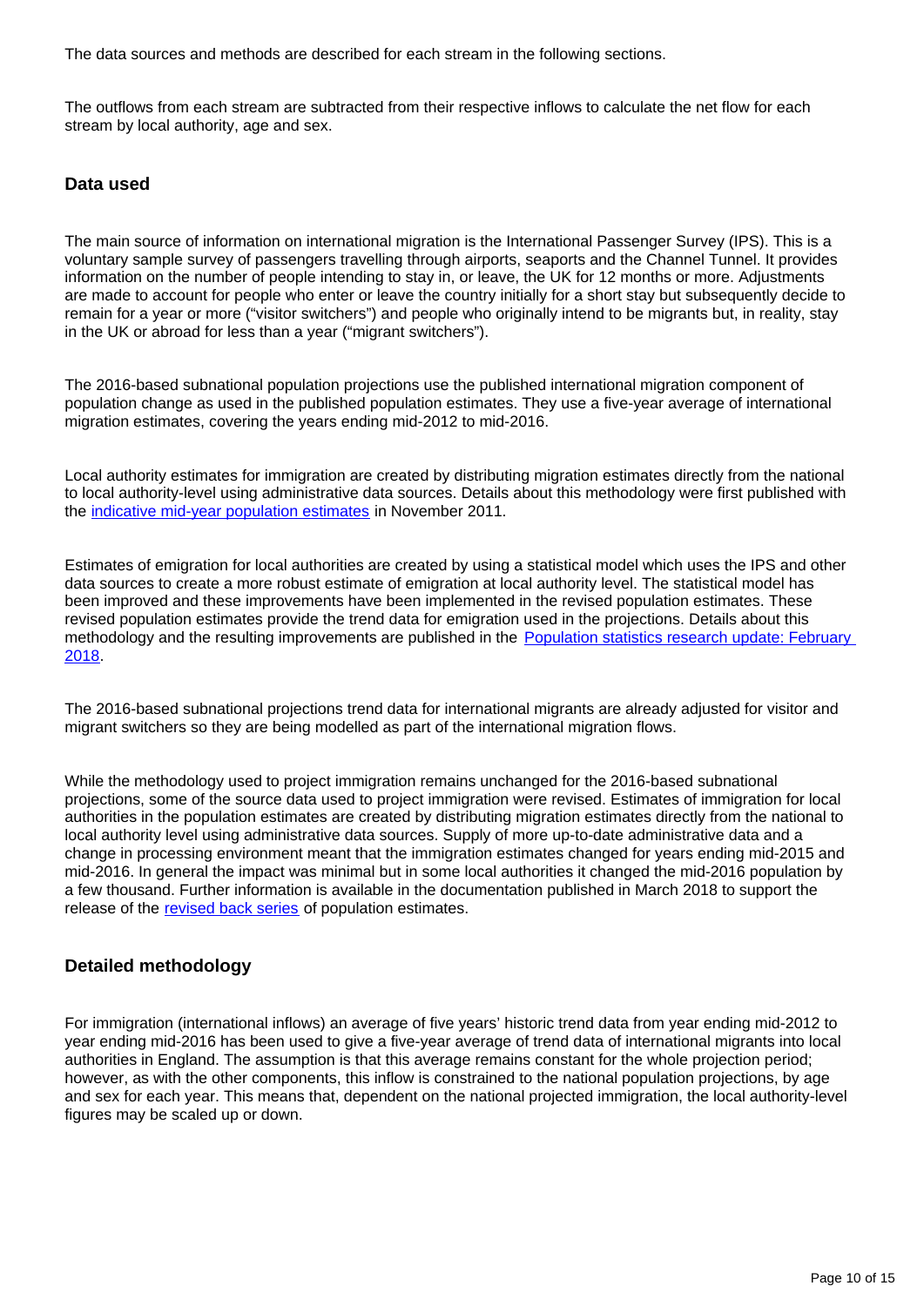The data sources and methods are described for each stream in the following sections.

The outflows from each stream are subtracted from their respective inflows to calculate the net flow for each stream by local authority, age and sex.

### Data used

The main source of information on international migration is the International Passenger Survey (IPS). This is a voluntary sample survey of passengers travelling through airports, seaports and the Channel Tunnel. It provides information on the number of people intending to stay in, or leave, the UK for 12 months or more. Adjustments are made to account for people who enter or leave the country initially for a short stay but subsequently decide to remain for a year or more ("visitor switchers") and people who originally intend to be migrants but, in reality, stay in the UK or abroad for less than a year ("migrant switchers").

The 2016-based subnational population projections use the published international migration component of population change as used in the published population estimates. They use a five-year average of international migration estimates, covering the years ending mid-2012 to mid-2016.

Local authority estimates for immigration are created by distributing migration estimates directly from the national to local authority-level using administrative data sources. Details about this methodology were first published with the [indicative mid-year population estimates] in November 2011.

Estimates of emigration for local authorities are created by using a statistical model which uses the IPS and other data sources to create a more robust estimate of emigration at local authority level. The statistical model has been improved and these improvements have been implemented in the revised population estimates. These revised population estimates provide the trend data for emigration used in the projections. Details about this methodology and the resulting improvements are published in the [Population statistics research update: February 2018].

The 2016-based subnational projections trend data for international migrants are already adjusted for visitor and migrant switchers so they are being modelled as part of the international migration flows.

While the methodology used to project immigration remains unchanged for the 2016-based subnational projections, some of the source data used to project immigration were revised. Estimates of immigration for local authorities in the population estimates are created by distributing migration estimates directly from the national to local authority level using administrative data sources. Supply of more up-to-date administrative data and a change in processing environment meant that the immigration estimates changed for years ending mid-2015 and mid-2016. In general the impact was minimal but in some local authorities it changed the mid-2016 population by a few thousand. Further information is available in the documentation published in March 2018 to support the release of the [revised back series] of population estimates.

### Detailed methodology

For immigration (international inflows) an average of five years' historic trend data from year ending mid-2012 to year ending mid-2016 has been used to give a five-year average of trend data of international migrants into local authorities in England. The assumption is that this average remains constant for the whole projection period; however, as with the other components, this inflow is constrained to the national population projections, by age and sex for each year. This means that, dependent on the national projected immigration, the local authority-level figures may be scaled up or down.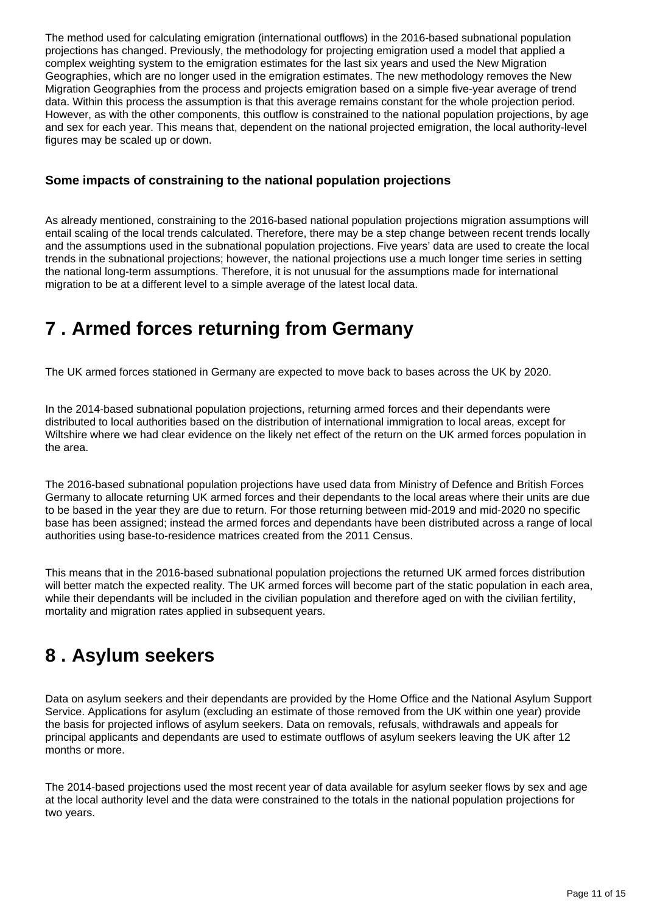The method used for calculating emigration (international outflows) in the 2016-based subnational population projections has changed. Previously, the methodology for projecting emigration used a model that applied a complex weighting system to the emigration estimates for the last six years and used the New Migration Geographies, which are no longer used in the emigration estimates. The new methodology removes the New Migration Geographies from the process and projects emigration based on a simple five-year average of trend data. Within this process the assumption is that this average remains constant for the whole projection period. However, as with the other components, this outflow is constrained to the national population projections, by age and sex for each year. This means that, dependent on the national projected emigration, the local authority-level figures may be scaled up or down.

### Some impacts of constraining to the national population projections

As already mentioned, constraining to the 2016-based national population projections migration assumptions will entail scaling of the local trends calculated. Therefore, there may be a step change between recent trends locally and the assumptions used in the subnational population projections. Five years' data are used to create the local trends in the subnational projections; however, the national projections use a much longer time series in setting the national long-term assumptions. Therefore, it is not unusual for the assumptions made for international migration to be at a different level to a simple average of the latest local data.

## 7 . Armed forces returning from Germany

The UK armed forces stationed in Germany are expected to move back to bases across the UK by 2020.

In the 2014-based subnational population projections, returning armed forces and their dependants were distributed to local authorities based on the distribution of international immigration to local areas, except for Wiltshire where we had clear evidence on the likely net effect of the return on the UK armed forces population in the area.

The 2016-based subnational population projections have used data from Ministry of Defence and British Forces Germany to allocate returning UK armed forces and their dependants to the local areas where their units are due to be based in the year they are due to return. For those returning between mid-2019 and mid-2020 no specific base has been assigned; instead the armed forces and dependants have been distributed across a range of local authorities using base-to-residence matrices created from the 2011 Census.

This means that in the 2016-based subnational population projections the returned UK armed forces distribution will better match the expected reality. The UK armed forces will become part of the static population in each area, while their dependants will be included in the civilian population and therefore aged on with the civilian fertility, mortality and migration rates applied in subsequent years.

## 8 . Asylum seekers

Data on asylum seekers and their dependants are provided by the Home Office and the National Asylum Support Service. Applications for asylum (excluding an estimate of those removed from the UK within one year) provide the basis for projected inflows of asylum seekers. Data on removals, refusals, withdrawals and appeals for principal applicants and dependants are used to estimate outflows of asylum seekers leaving the UK after 12 months or more.

The 2014-based projections used the most recent year of data available for asylum seeker flows by sex and age at the local authority level and the data were constrained to the totals in the national population projections for two years.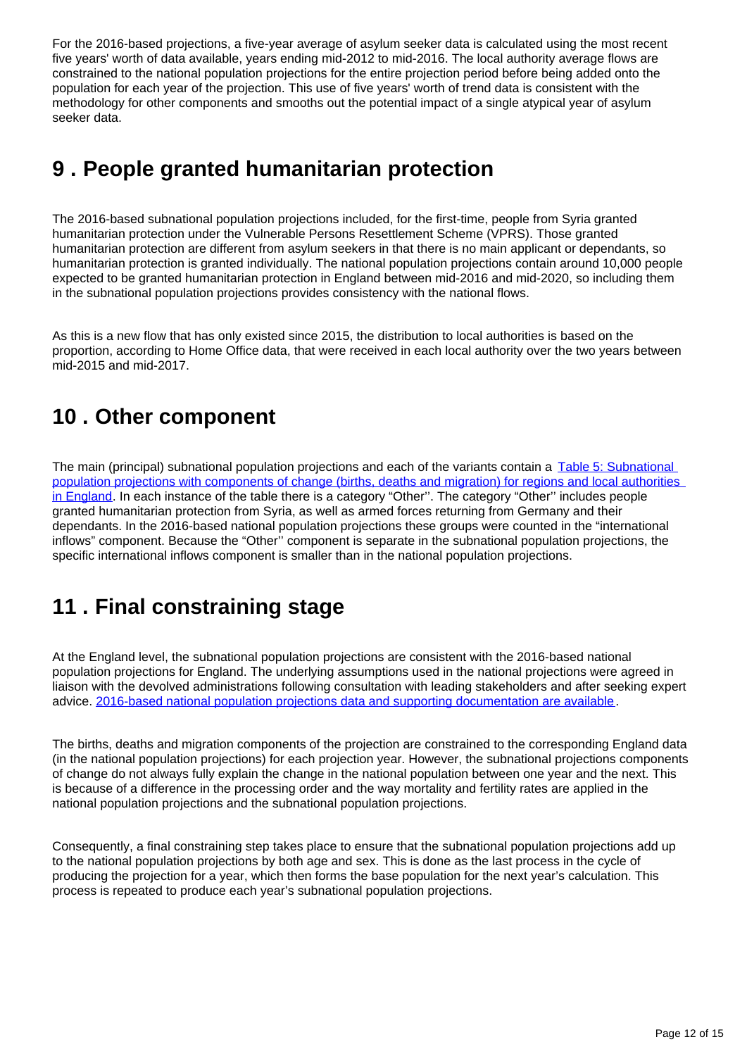For the 2016-based projections, a five-year average of asylum seeker data is calculated using the most recent five years' worth of data available, years ending mid-2012 to mid-2016. The local authority average flows are constrained to the national population projections for the entire projection period before being added onto the population for each year of the projection. This use of five years' worth of trend data is consistent with the methodology for other components and smooths out the potential impact of a single atypical year of asylum seeker data.

## 9 . People granted humanitarian protection

The 2016-based subnational population projections included, for the first-time, people from Syria granted humanitarian protection under the Vulnerable Persons Resettlement Scheme (VPRS). Those granted humanitarian protection are different from asylum seekers in that there is no main applicant or dependants, so humanitarian protection is granted individually. The national population projections contain around 10,000 people expected to be granted humanitarian protection in England between mid-2016 and mid-2020, so including them in the subnational population projections provides consistency with the national flows.

As this is a new flow that has only existed since 2015, the distribution to local authorities is based on the proportion, according to Home Office data, that were received in each local authority over the two years between mid-2015 and mid-2017.

## 10 . Other component

The main (principal) subnational population projections and each of the variants contain a Table 5: Subnational population projections with components of change (births, deaths and migration) for regions and local authorities in England. In each instance of the table there is a category "Other''. The category "Other'' includes people granted humanitarian protection from Syria, as well as armed forces returning from Germany and their dependants. In the 2016-based national population projections these groups were counted in the "international inflows" component. Because the "Other'' component is separate in the subnational population projections, the specific international inflows component is smaller than in the national population projections.

## 11 . Final constraining stage

At the England level, the subnational population projections are consistent with the 2016-based national population projections for England. The underlying assumptions used in the national projections were agreed in liaison with the devolved administrations following consultation with leading stakeholders and after seeking expert advice. 2016-based national population projections data and supporting documentation are available.

The births, deaths and migration components of the projection are constrained to the corresponding England data (in the national population projections) for each projection year. However, the subnational projections components of change do not always fully explain the change in the national population between one year and the next. This is because of a difference in the processing order and the way mortality and fertility rates are applied in the national population projections and the subnational population projections.

Consequently, a final constraining step takes place to ensure that the subnational population projections add up to the national population projections by both age and sex. This is done as the last process in the cycle of producing the projection for a year, which then forms the base population for the next year's calculation. This process is repeated to produce each year's subnational population projections.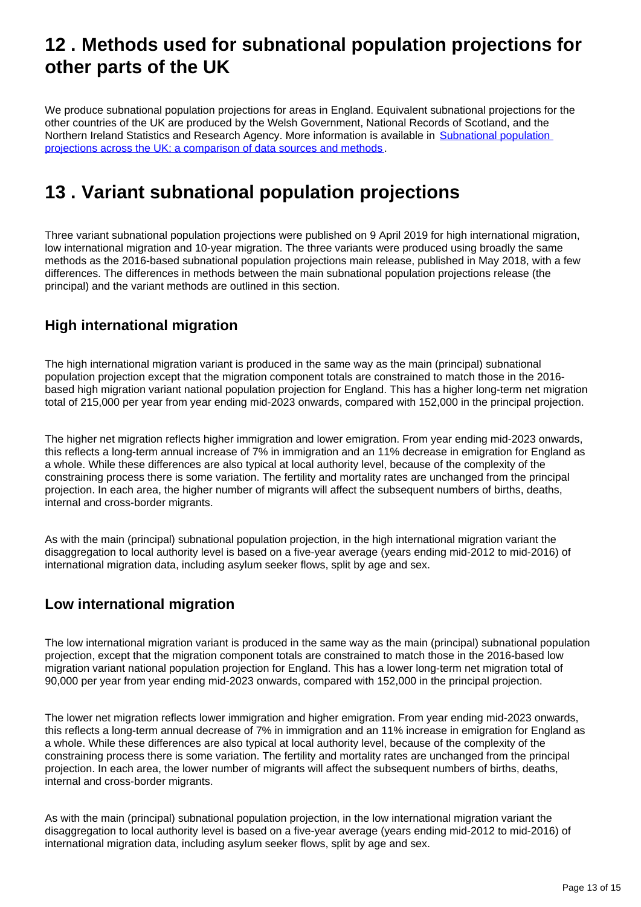# 12 . Methods used for subnational population projections for other parts of the UK

We produce subnational population projections for areas in England. Equivalent subnational projections for the other countries of the UK are produced by the Welsh Government, National Records of Scotland, and the Northern Ireland Statistics and Research Agency. More information is available in [Subnational population projections across the UK: a comparison of data sources and methods](#).

# 13 . Variant subnational population projections

Three variant subnational population projections were published on 9 April 2019 for high international migration, low international migration and 10-year migration. The three variants were produced using broadly the same methods as the 2016-based subnational population projections main release, published in May 2018, with a few differences. The differences in methods between the main subnational population projections release (the principal) and the variant methods are outlined in this section.

## High international migration

The high international migration variant is produced in the same way as the main (principal) subnational population projection except that the migration component totals are constrained to match those in the 2016-based high migration variant national population projection for England. This has a higher long-term net migration total of 215,000 per year from year ending mid-2023 onwards, compared with 152,000 in the principal projection.

The higher net migration reflects higher immigration and lower emigration. From year ending mid-2023 onwards, this reflects a long-term annual increase of 7% in immigration and an 11% decrease in emigration for England as a whole. While these differences are also typical at local authority level, because of the complexity of the constraining process there is some variation. The fertility and mortality rates are unchanged from the principal projection. In each area, the higher number of migrants will affect the subsequent numbers of births, deaths, internal and cross-border migrants.

As with the main (principal) subnational population projection, in the high international migration variant the disaggregation to local authority level is based on a five-year average (years ending mid-2012 to mid-2016) of international migration data, including asylum seeker flows, split by age and sex.

## Low international migration

The low international migration variant is produced in the same way as the main (principal) subnational population projection, except that the migration component totals are constrained to match those in the 2016-based low migration variant national population projection for England. This has a lower long-term net migration total of 90,000 per year from year ending mid-2023 onwards, compared with 152,000 in the principal projection.

The lower net migration reflects lower immigration and higher emigration. From year ending mid-2023 onwards, this reflects a long-term annual decrease of 7% in immigration and an 11% increase in emigration for England as a whole. While these differences are also typical at local authority level, because of the complexity of the constraining process there is some variation. The fertility and mortality rates are unchanged from the principal projection. In each area, the lower number of migrants will affect the subsequent numbers of births, deaths, internal and cross-border migrants.

As with the main (principal) subnational population projection, in the low international migration variant the disaggregation to local authority level is based on a five-year average (years ending mid-2012 to mid-2016) of international migration data, including asylum seeker flows, split by age and sex.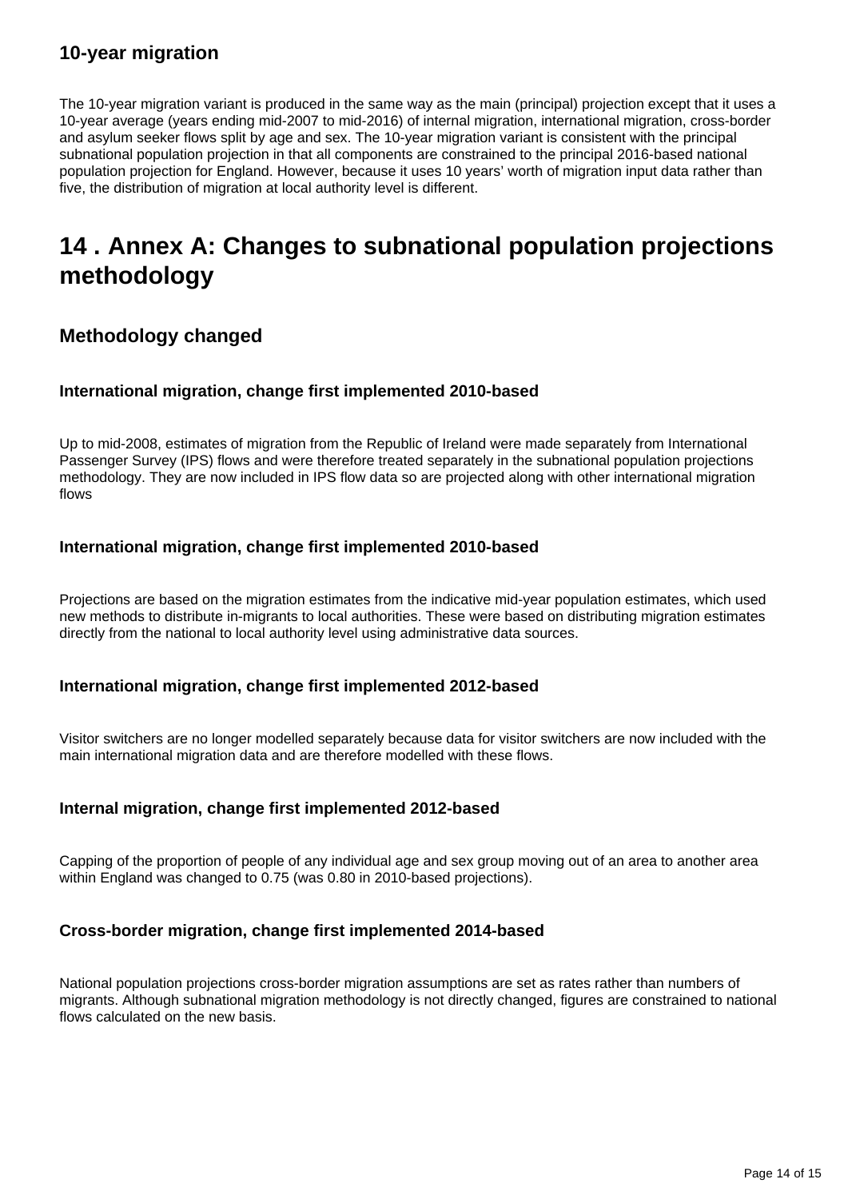### 10-year migration

The 10-year migration variant is produced in the same way as the main (principal) projection except that it uses a 10-year average (years ending mid-2007 to mid-2016) of internal migration, international migration, cross-border and asylum seeker flows split by age and sex. The 10-year migration variant is consistent with the principal subnational population projection in that all components are constrained to the principal 2016-based national population projection for England. However, because it uses 10 years' worth of migration input data rather than five, the distribution of migration at local authority level is different.

## 14 . Annex A: Changes to subnational population projections methodology

### Methodology changed

#### International migration, change first implemented 2010-based

Up to mid-2008, estimates of migration from the Republic of Ireland were made separately from International Passenger Survey (IPS) flows and were therefore treated separately in the subnational population projections methodology. They are now included in IPS flow data so are projected along with other international migration flows

#### International migration, change first implemented 2010-based

Projections are based on the migration estimates from the indicative mid-year population estimates, which used new methods to distribute in-migrants to local authorities. These were based on distributing migration estimates directly from the national to local authority level using administrative data sources.

#### International migration, change first implemented 2012-based

Visitor switchers are no longer modelled separately because data for visitor switchers are now included with the main international migration data and are therefore modelled with these flows.

#### Internal migration, change first implemented 2012-based

Capping of the proportion of people of any individual age and sex group moving out of an area to another area within England was changed to 0.75 (was 0.80 in 2010-based projections).

#### Cross-border migration, change first implemented 2014-based

National population projections cross-border migration assumptions are set as rates rather than numbers of migrants. Although subnational migration methodology is not directly changed, figures are constrained to national flows calculated on the new basis.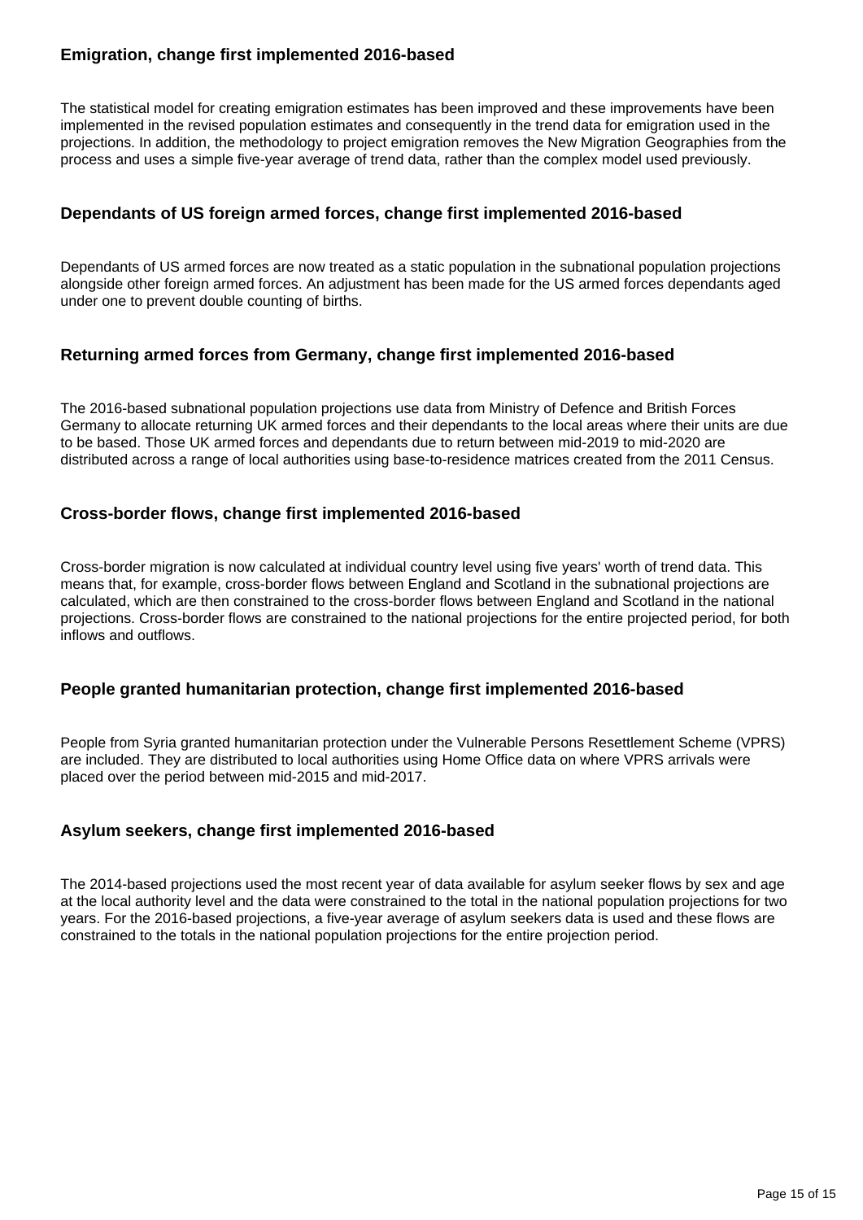### Emigration, change first implemented 2016-based

The statistical model for creating emigration estimates has been improved and these improvements have been implemented in the revised population estimates and consequently in the trend data for emigration used in the projections. In addition, the methodology to project emigration removes the New Migration Geographies from the process and uses a simple five-year average of trend data, rather than the complex model used previously.

### Dependants of US foreign armed forces, change first implemented 2016-based

Dependants of US armed forces are now treated as a static population in the subnational population projections alongside other foreign armed forces. An adjustment has been made for the US armed forces dependants aged under one to prevent double counting of births.

### Returning armed forces from Germany, change first implemented 2016-based

The 2016-based subnational population projections use data from Ministry of Defence and British Forces Germany to allocate returning UK armed forces and their dependants to the local areas where their units are due to be based. Those UK armed forces and dependants due to return between mid-2019 to mid-2020 are distributed across a range of local authorities using base-to-residence matrices created from the 2011 Census.

### Cross-border flows, change first implemented 2016-based

Cross-border migration is now calculated at individual country level using five years' worth of trend data. This means that, for example, cross-border flows between England and Scotland in the subnational projections are calculated, which are then constrained to the cross-border flows between England and Scotland in the national projections. Cross-border flows are constrained to the national projections for the entire projected period, for both inflows and outflows.

### People granted humanitarian protection, change first implemented 2016-based

People from Syria granted humanitarian protection under the Vulnerable Persons Resettlement Scheme (VPRS) are included. They are distributed to local authorities using Home Office data on where VPRS arrivals were placed over the period between mid-2015 and mid-2017.

### Asylum seekers, change first implemented 2016-based

The 2014-based projections used the most recent year of data available for asylum seeker flows by sex and age at the local authority level and the data were constrained to the total in the national population projections for two years. For the 2016-based projections, a five-year average of asylum seekers data is used and these flows are constrained to the totals in the national population projections for the entire projection period.